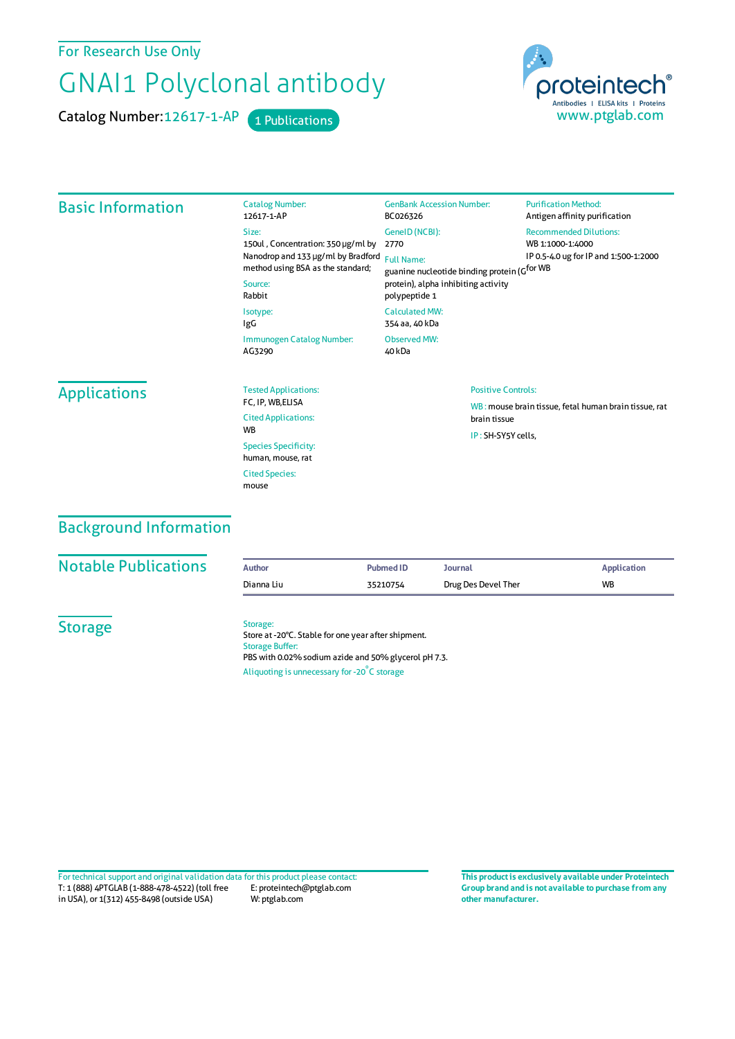For Research Use Only

# GNAI1 Polyclonal antibody

**Catalog Number:** 12617-1-AP  1 Publications

proteintech® Antibodies | ELISA kits | Proteins
www.ptglab.com

## Basic Information

**Catalog Number:**
12617-1-AP

**Size:**
150ul , Concentration: 350 μg/ml by Nanodrop and 133 μg/ml by Bradford method using BSA as the standard;

**Source:**
Rabbit

**Isotype:**
IgG

**Immunogen Catalog Number:**
AG3290

**GenBank Accession Number:**
BC026326

**GeneID (NCBI):**
2770

**Full Name:**
guanine nucleotide binding protein (G protein), alpha inhibiting activity polypeptide 1

**Calculated MW:**
354 aa, 40 kDa

**Observed MW:**
40 kDa

**Purification Method:**
Antigen affinity purification

**Recommended Dilutions:**
WB 1:1000-1:4000
IP 0.5-4.0 ug for IP and 1:500-1:2000 for WB

## Applications

**Tested Applications:**
FC, IP, WB,ELISA

**Cited Applications:**
WB

**Species Specificity:**
human, mouse, rat

**Cited Species:**
mouse

**Positive Controls:**

WB : mouse brain tissue, fetal human brain tissue, rat brain tissue

IP : SH-SY5Y cells,

## Background Information

## Notable Publications

| Author | Pubmed ID | Journal | Application |
|---|---|---|---|
| Dianna Liu | 35210754 | Drug Des Devel Ther | WB |

## Storage

**Storage:**
Store at -20°C. Stable for one year after shipment.

**Storage Buffer:**
PBS with 0.02% sodium azide and 50% glycerol pH 7.3.

Aliquoting is unnecessary for -20°C storage

For technical support and original validation data for this product please contact:
T: 1 (888) 4PTGLAB (1-888-478-4522) (toll free in USA), or 1(312) 455-8498 (outside USA)
E: proteintech@ptglab.com
W: ptglab.com

**This product is exclusively available under Proteintech Group brand and is not available to purchase from any other manufacturer.**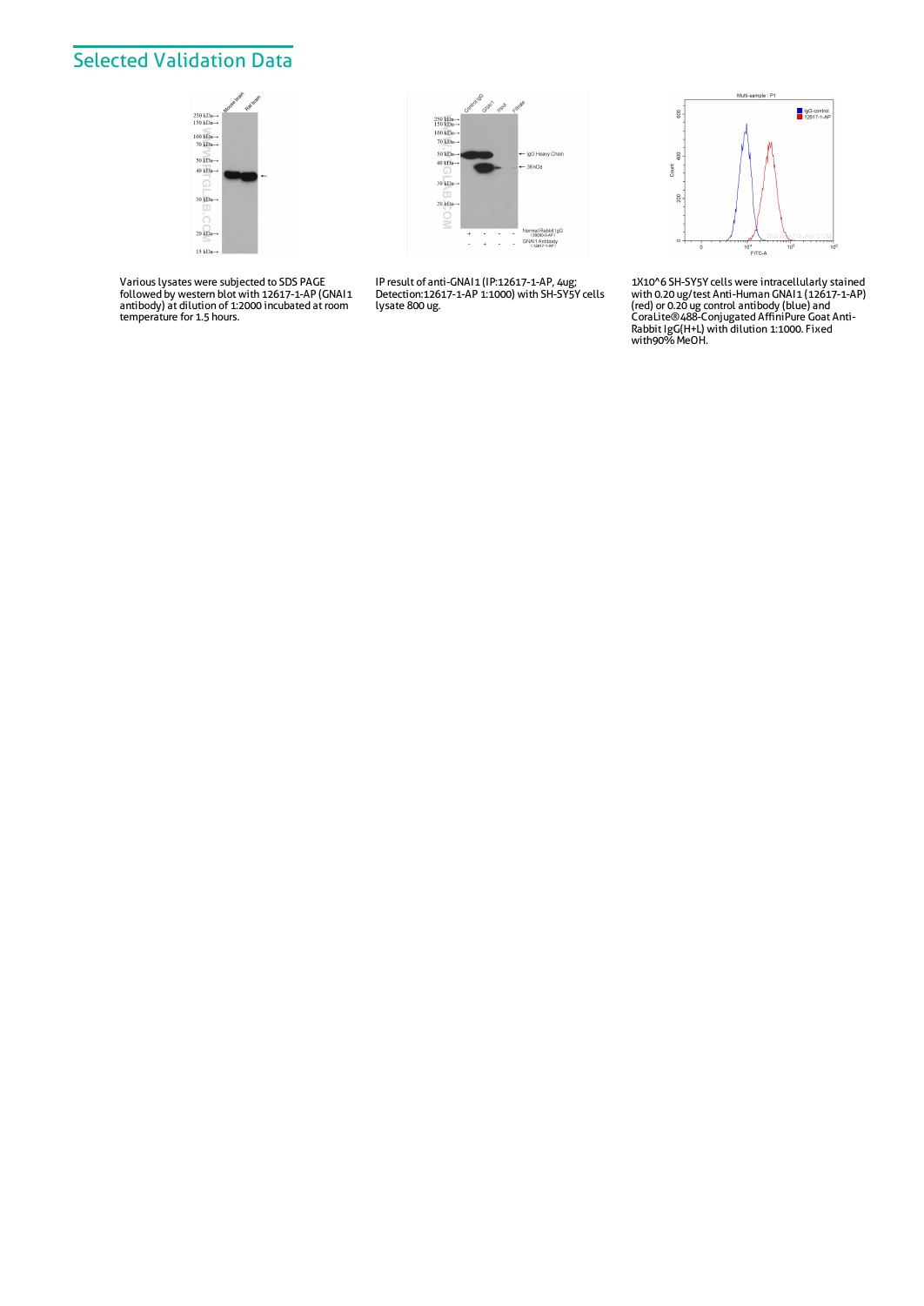## Selected Validation Data

Various lysates were subjected to SDS PAGE followed by western blot with 12617-1-AP (GNAI1 antibody) at dilution of 1:2000 incubated at room temperature for 1.5 hours.

IP result of anti-GNAI1 (IP:12617-1-AP, 4ug; Detection:12617-1-AP 1:1000) with SH-SY5Y cells lysate 800 ug.

1X10^6 SH-SY5Y cells were intracellularly stained with 0.20 ug/test Anti-Human GNAI1 (12617-1-AP) (red) or 0.20 ug control antibody (blue) and CoraLite®488-Conjugated AffiniPure Goat Anti-Rabbit IgG(H+L) with dilution 1:1000. Fixed with90% MeOH.